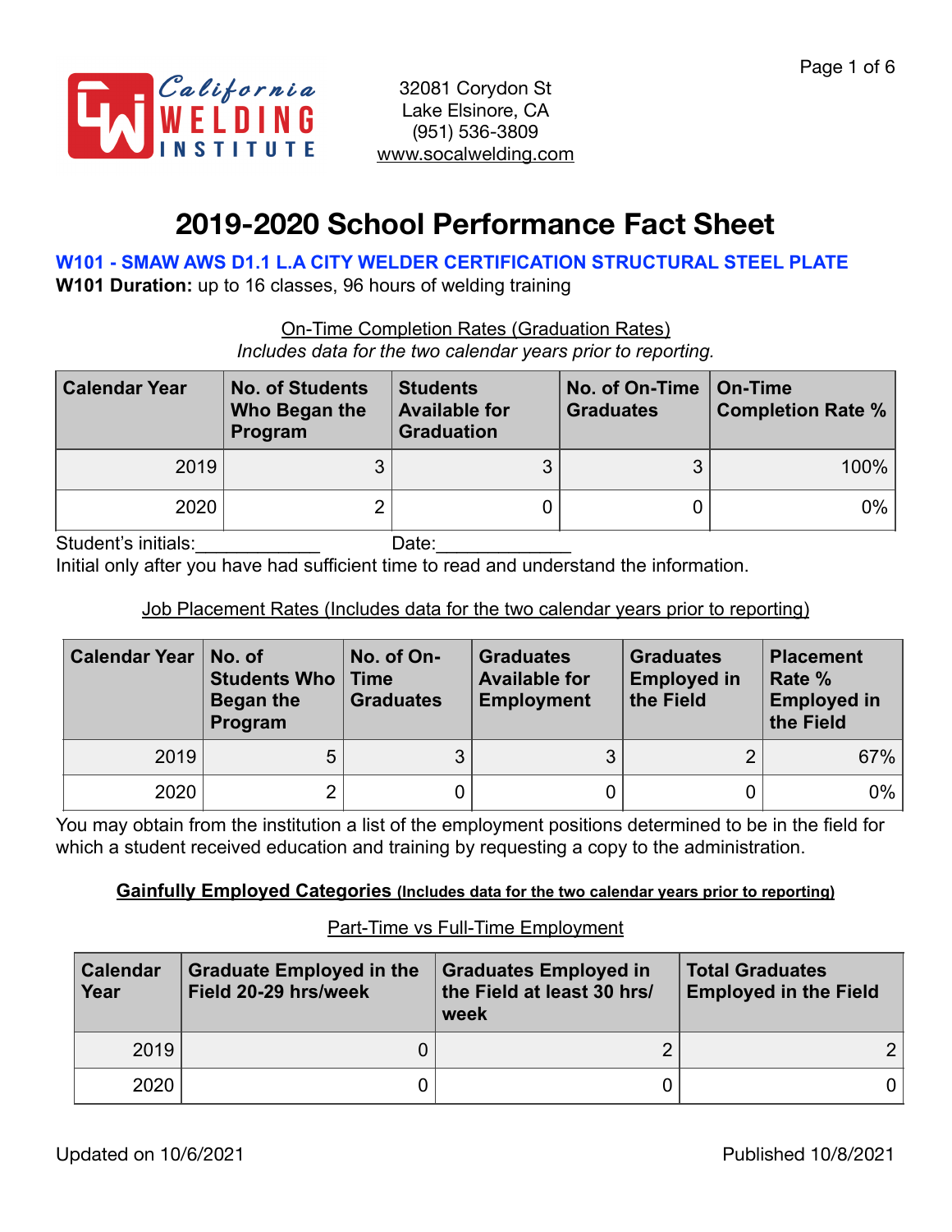California WELDING INSTITUTE

32081 Corydon St
Lake Elsinore, CA
(951) 536-3809
www.socalwelding.com

# 2019-2020 School Performance Fact Sheet

**W101 - SMAW AWS D1.1 L.A CITY WELDER CERTIFICATION STRUCTURAL STEEL PLATE**

**W101 Duration:** up to 16 classes, 96 hours of welding training

On-Time Completion Rates (Graduation Rates)

*Includes data for the two calendar years prior to reporting.*

| Calendar Year | No. of Students Who Began the Program | Students Available for Graduation | No. of On-Time Graduates | On-Time Completion Rate % |
|---|---|---|---|---|
| 2019 | 3 | 3 | 3 | 100% |
| 2020 | 2 | 0 | 0 | 0% |

Student's initials:____________ Date:_____________

Initial only after you have had sufficient time to read and understand the information.

Job Placement Rates (Includes data for the two calendar years prior to reporting)

| Calendar Year | No. of Students Who Began the Program | No. of On-Time Graduates | Graduates Available for Employment | Graduates Employed in the Field | Placement Rate % Employed in the Field |
|---|---|---|---|---|---|
| 2019 | 5 | 3 | 3 | 2 | 67% |
| 2020 | 2 | 0 | 0 | 0 | 0% |

You may obtain from the institution a list of the employment positions determined to be in the field for which a student received education and training by requesting a copy to the administration.

**Gainfully Employed Categories (Includes data for the two calendar years prior to reporting)**

Part-Time vs Full-Time Employment

| Calendar Year | Graduate Employed in the Field 20-29 hrs/week | Graduates Employed in the Field at least 30 hrs/week | Total Graduates Employed in the Field |
|---|---|---|---|
| 2019 | 0 | 2 | 2 |
| 2020 | 0 | 0 | 0 |

Updated on 10/6/2021 Published 10/8/2021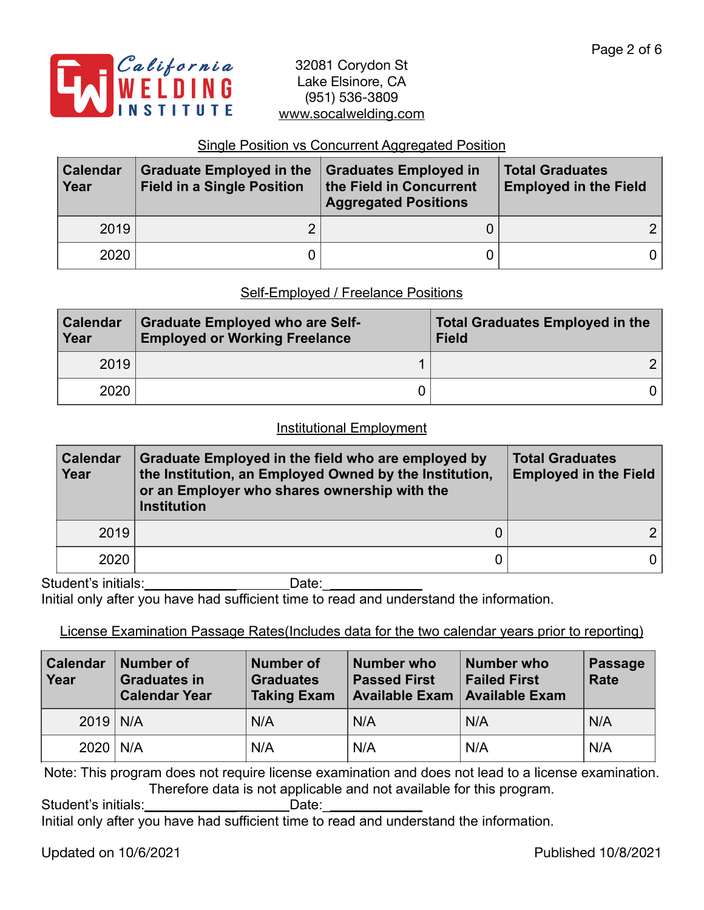California WELDING INSTITUTE

32081 Corydon St
Lake Elsinore, CA
(951) 536-3809
www.socalwelding.com

## Single Position vs Concurrent Aggregated Position

| Calendar Year | Graduate Employed in the Field in a Single Position | Graduates Employed in the Field in Concurrent Aggregated Positions | Total Graduates Employed in the Field |
|---|---|---|---|
| 2019 | 2 | 0 | 2 |
| 2020 | 0 | 0 | 0 |

## Self-Employed / Freelance Positions

| Calendar Year | Graduate Employed who are Self-Employed or Working Freelance | Total Graduates Employed in the Field |
|---|---|---|
| 2019 | 1 | 2 |
| 2020 | 0 | 0 |

## Institutional Employment

| Calendar Year | Graduate Employed in the field who are employed by the Institution, an Employed Owned by the Institution, or an Employer who shares ownership with the Institution | Total Graduates Employed in the Field |
|---|---|---|
| 2019 | 0 | 2 |
| 2020 | 0 | 0 |

Student's initials:____________________Date:____________
Initial only after you have had sufficient time to read and understand the information.

## License Examination Passage Rates(Includes data for the two calendar years prior to reporting)

| Calendar Year | Number of Graduates in Calendar Year | Number of Graduates Taking Exam | Number who Passed First Available Exam | Number who Failed First Available Exam | Passage Rate |
|---|---|---|---|---|---|
| 2019 | N/A | N/A | N/A | N/A | N/A |
| 2020 | N/A | N/A | N/A | N/A | N/A |

Note: This program does not require license examination and does not lead to a license examination. Therefore data is not applicable and not available for this program.

Student's initials:____________________Date:____________
Initial only after you have had sufficient time to read and understand the information.

Updated on 10/6/2021 Published 10/8/2021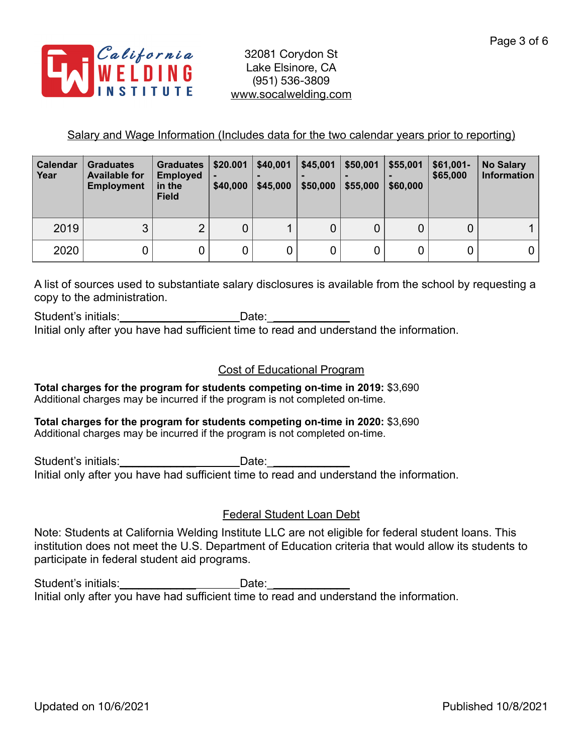32081 Corydon St
Lake Elsinore, CA
(951) 536-3809
www.socalwelding.com

## Salary and Wage Information (Includes data for the two calendar years prior to reporting)

| Calendar Year | Graduates Available for Employment | Graduates Employed in the Field | $20.001 - $40,000 | $40,001 - $45,000 | $45,001 - $50,000 | $50,001 - $55,000 | $55,001 - $60,000 | $61,001- $65,000 | No Salary Information |
|---|---|---|---|---|---|---|---|---|---|
| 2019 | 3 | 2 | 0 | 1 | 0 | 0 | 0 | 0 | 1 |
| 2020 | 0 | 0 | 0 | 0 | 0 | 0 | 0 | 0 | 0 |

A list of sources used to substantiate salary disclosures is available from the school by requesting a copy to the administration.

Student's initials:___________________Date:____________
Initial only after you have had sufficient time to read and understand the information.

## Cost of Educational Program

**Total charges for the program for students competing on-time in 2019:** $3,690
Additional charges may be incurred if the program is not completed on-time.

**Total charges for the program for students competing on-time in 2020:** $3,690
Additional charges may be incurred if the program is not completed on-time.

Student's initials:___________________Date:____________
Initial only after you have had sufficient time to read and understand the information.

## Federal Student Loan Debt

Note: Students at California Welding Institute LLC are not eligible for federal student loans. This institution does not meet the U.S. Department of Education criteria that would allow its students to participate in federal student aid programs.

Student's initials:___________________Date:____________
Initial only after you have had sufficient time to read and understand the information.

Updated on 10/6/2021 Published 10/8/2021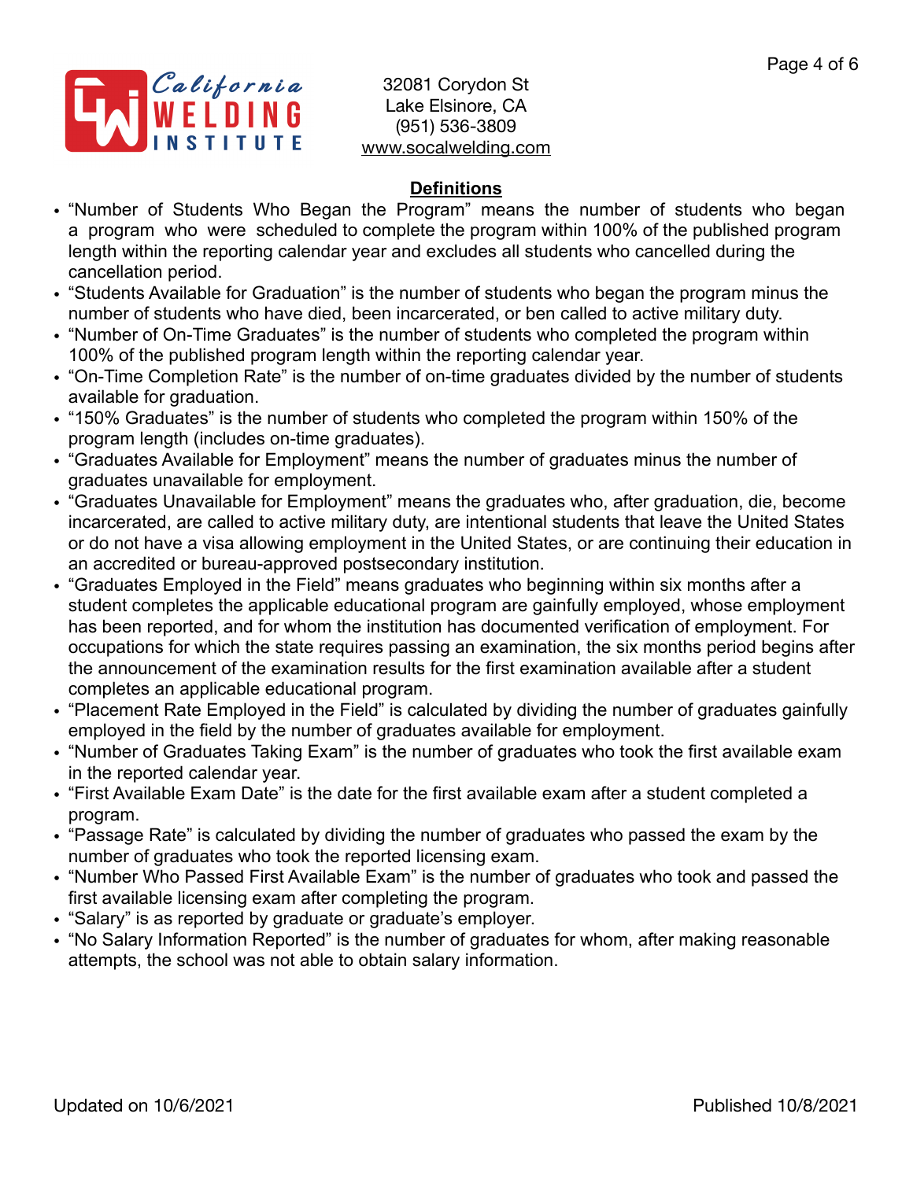32081 Corydon St
Lake Elsinore, CA
(951) 536-3809
www.socalwelding.com

## Definitions

- “Number of Students Who Began the Program” means the number of students who began a program who were scheduled to complete the program within 100% of the published program length within the reporting calendar year and excludes all students who cancelled during the cancellation period.
- “Students Available for Graduation” is the number of students who began the program minus the number of students who have died, been incarcerated, or ben called to active military duty.
- “Number of On-Time Graduates” is the number of students who completed the program within 100% of the published program length within the reporting calendar year.
- “On-Time Completion Rate” is the number of on-time graduates divided by the number of students available for graduation.
- “150% Graduates” is the number of students who completed the program within 150% of the program length (includes on-time graduates).
- “Graduates Available for Employment” means the number of graduates minus the number of graduates unavailable for employment.
- “Graduates Unavailable for Employment” means the graduates who, after graduation, die, become incarcerated, are called to active military duty, are intentional students that leave the United States or do not have a visa allowing employment in the United States, or are continuing their education in an accredited or bureau-approved postsecondary institution.
- “Graduates Employed in the Field” means graduates who beginning within six months after a student completes the applicable educational program are gainfully employed, whose employment has been reported, and for whom the institution has documented verification of employment. For occupations for which the state requires passing an examination, the six months period begins after the announcement of the examination results for the first examination available after a student completes an applicable educational program.
- “Placement Rate Employed in the Field” is calculated by dividing the number of graduates gainfully employed in the field by the number of graduates available for employment.
- “Number of Graduates Taking Exam” is the number of graduates who took the first available exam in the reported calendar year.
- “First Available Exam Date” is the date for the first available exam after a student completed a program.
- “Passage Rate” is calculated by dividing the number of graduates who passed the exam by the number of graduates who took the reported licensing exam.
- “Number Who Passed First Available Exam” is the number of graduates who took and passed the first available licensing exam after completing the program.
- “Salary” is as reported by graduate or graduate’s employer.
- “No Salary Information Reported” is the number of graduates for whom, after making reasonable attempts, the school was not able to obtain salary information.

Updated on 10/6/2021 Published 10/8/2021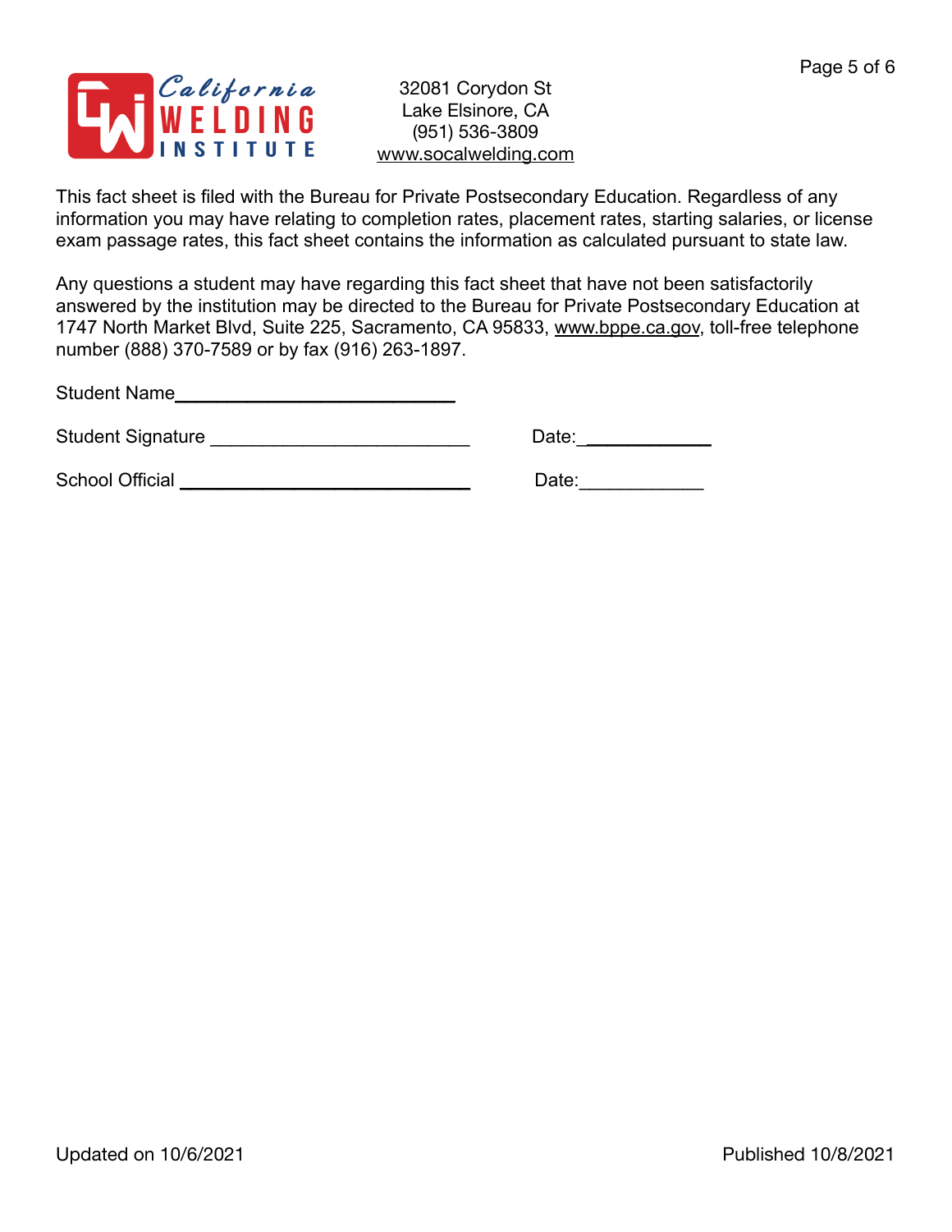California WELDING INSTITUTE

32081 Corydon St
Lake Elsinore, CA
(951) 536-3809
www.socalwelding.com

This fact sheet is filed with the Bureau for Private Postsecondary Education. Regardless of any information you may have relating to completion rates, placement rates, starting salaries, or license exam passage rates, this fact sheet contains the information as calculated pursuant to state law.

Any questions a student may have regarding this fact sheet that have not been satisfactorily answered by the institution may be directed to the Bureau for Private Postsecondary Education at 1747 North Market Blvd, Suite 225, Sacramento, CA 95833, www.bppe.ca.gov, toll-free telephone number (888) 370-7589 or by fax (916) 263-1897.

Student Name___________________________

Student Signature _________________________ Date:____________

School Official ____________________________ Date:____________

Updated on 10/6/2021

Published 10/8/2021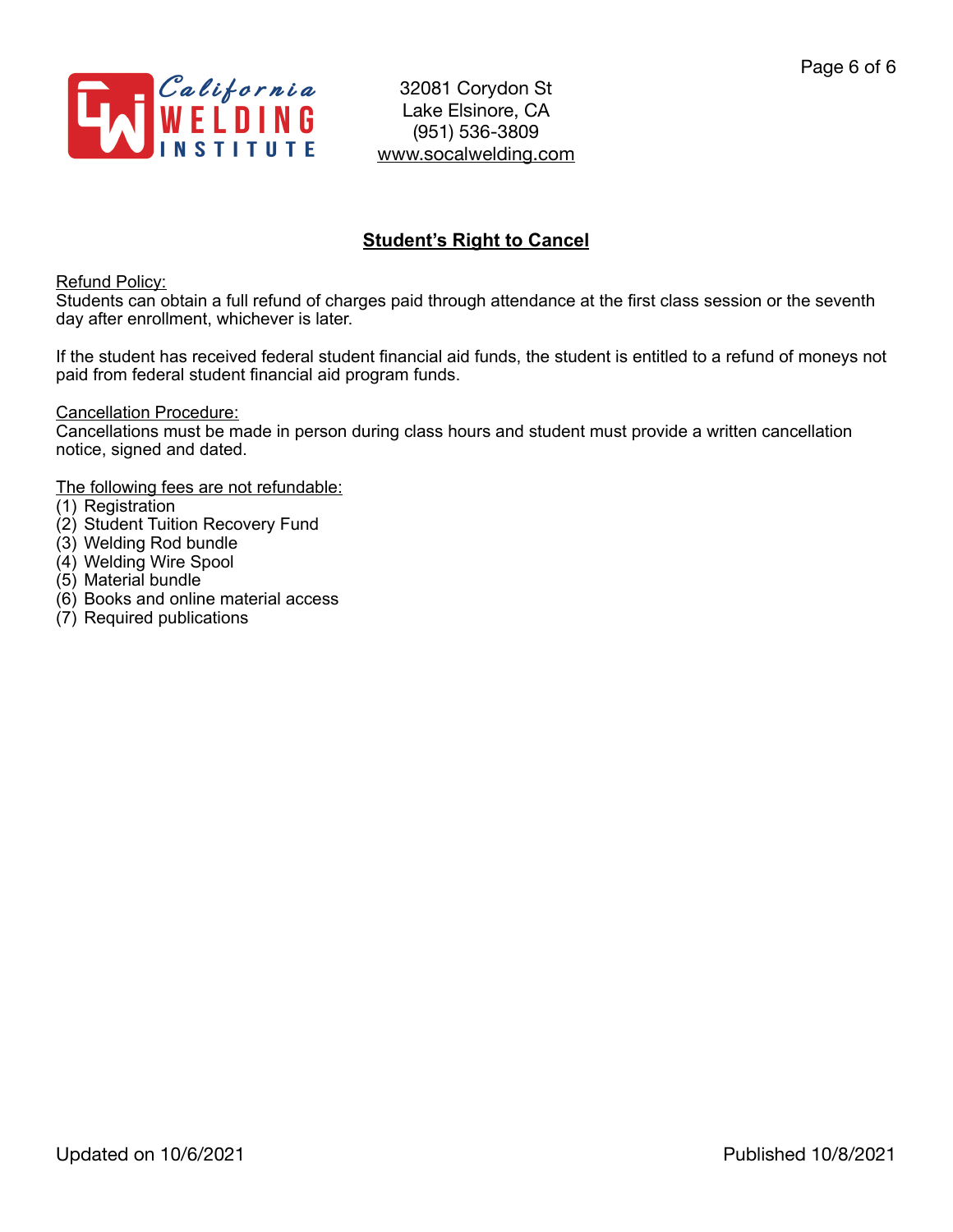California WELDING INSTITUTE

32081 Corydon St
Lake Elsinore, CA
(951) 536-3809
www.socalwelding.com

## Student's Right to Cancel

Refund Policy:
Students can obtain a full refund of charges paid through attendance at the first class session or the seventh day after enrollment, whichever is later.

If the student has received federal student financial aid funds, the student is entitled to a refund of moneys not paid from federal student financial aid program funds.

Cancellation Procedure:
Cancellations must be made in person during class hours and student must provide a written cancellation notice, signed and dated.

The following fees are not refundable:

(1) Registration
(2) Student Tuition Recovery Fund
(3) Welding Rod bundle
(4) Welding Wire Spool
(5) Material bundle
(6) Books and online material access
(7) Required publications

Updated on 10/6/2021

Published 10/8/2021